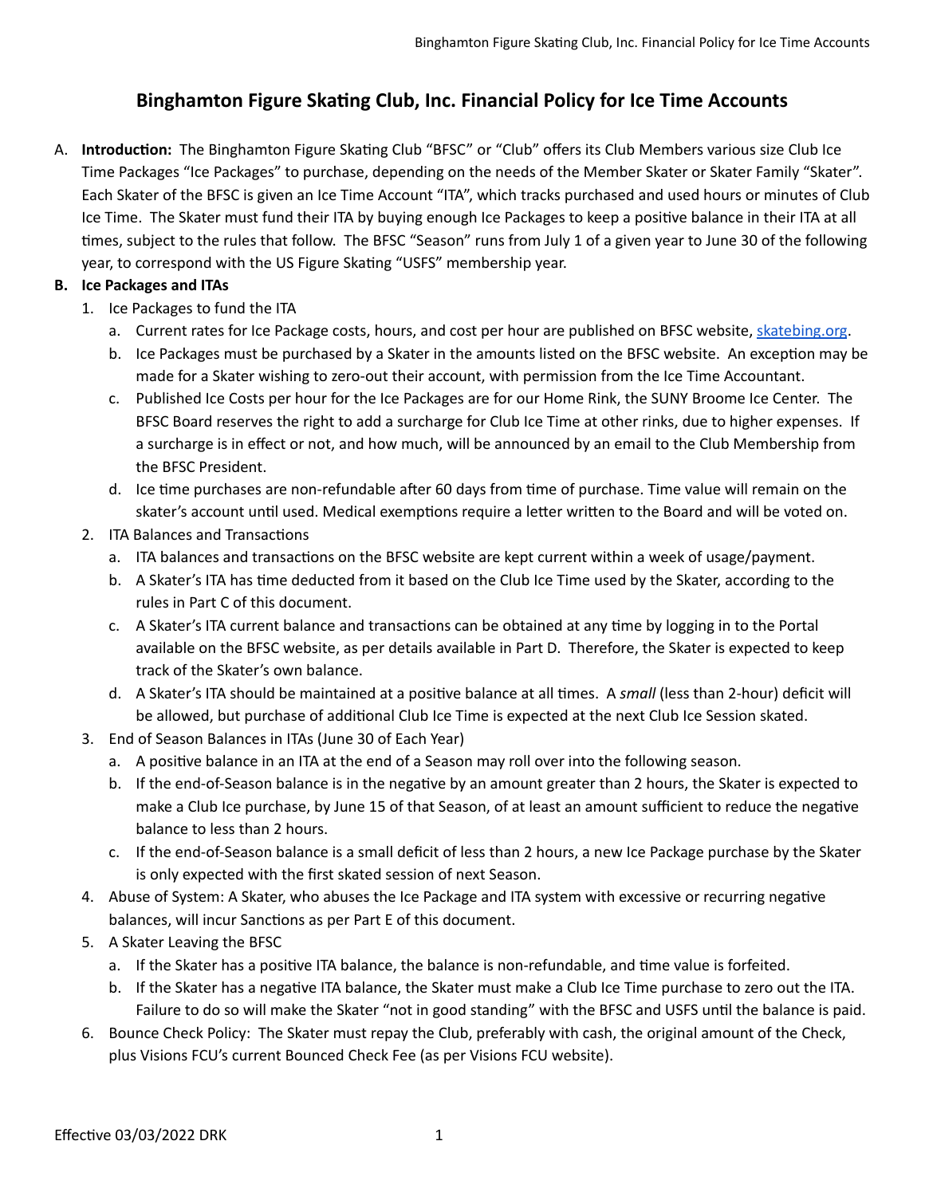# Binghamton Figure Skating Club, Inc. Financial Policy for Ice Time Accounts

A. **Introduction:** The Binghamton Figure Skating Club "BFSC" or "Club" offers its Club Members various size Club Ice Time Packages "Ice Packages" to purchase, depending on the needs of the Member Skater or Skater Family "Skater". Each Skater of the BFSC is given an Ice Time Account "ITA", which tracks purchased and used hours or minutes of Club Ice Time. The Skater must fund their ITA by buying enough Ice Packages to keep a positive balance in their ITA at all times, subject to the rules that follow. The BFSC "Season" runs from July 1 of a given year to June 30 of the following year, to correspond with the US Figure Skating "USFS" membership year.

**B. Ice Packages and ITAs**

1. Ice Packages to fund the ITA
   a. Current rates for Ice Package costs, hours, and cost per hour are published on BFSC website, [skatebing.org](skatebing.org).
   b. Ice Packages must be purchased by a Skater in the amounts listed on the BFSC website. An exception may be made for a Skater wishing to zero-out their account, with permission from the Ice Time Accountant.
   c. Published Ice Costs per hour for the Ice Packages are for our Home Rink, the SUNY Broome Ice Center. The BFSC Board reserves the right to add a surcharge for Club Ice Time at other rinks, due to higher expenses. If a surcharge is in effect or not, and how much, will be announced by an email to the Club Membership from the BFSC President.
   d. Ice time purchases are non-refundable after 60 days from time of purchase. Time value will remain on the skater's account until used. Medical exemptions require a letter written to the Board and will be voted on.
2. ITA Balances and Transactions
   a. ITA balances and transactions on the BFSC website are kept current within a week of usage/payment.
   b. A Skater's ITA has time deducted from it based on the Club Ice Time used by the Skater, according to the rules in Part C of this document.
   c. A Skater's ITA current balance and transactions can be obtained at any time by logging in to the Portal available on the BFSC website, as per details available in Part D. Therefore, the Skater is expected to keep track of the Skater's own balance.
   d. A Skater's ITA should be maintained at a positive balance at all times. A *small* (less than 2-hour) deficit will be allowed, but purchase of additional Club Ice Time is expected at the next Club Ice Session skated.
3. End of Season Balances in ITAs (June 30 of Each Year)
   a. A positive balance in an ITA at the end of a Season may roll over into the following season.
   b. If the end-of-Season balance is in the negative by an amount greater than 2 hours, the Skater is expected to make a Club Ice purchase, by June 15 of that Season, of at least an amount sufficient to reduce the negative balance to less than 2 hours.
   c. If the end-of-Season balance is a small deficit of less than 2 hours, a new Ice Package purchase by the Skater is only expected with the first skated session of next Season.
4. Abuse of System: A Skater, who abuses the Ice Package and ITA system with excessive or recurring negative balances, will incur Sanctions as per Part E of this document.
5. A Skater Leaving the BFSC
   a. If the Skater has a positive ITA balance, the balance is non-refundable, and time value is forfeited.
   b. If the Skater has a negative ITA balance, the Skater must make a Club Ice Time purchase to zero out the ITA. Failure to do so will make the Skater "not in good standing" with the BFSC and USFS until the balance is paid.
6. Bounce Check Policy: The Skater must repay the Club, preferably with cash, the original amount of the Check, plus Visions FCU's current Bounced Check Fee (as per Visions FCU website).

Effective 03/03/2022 DRK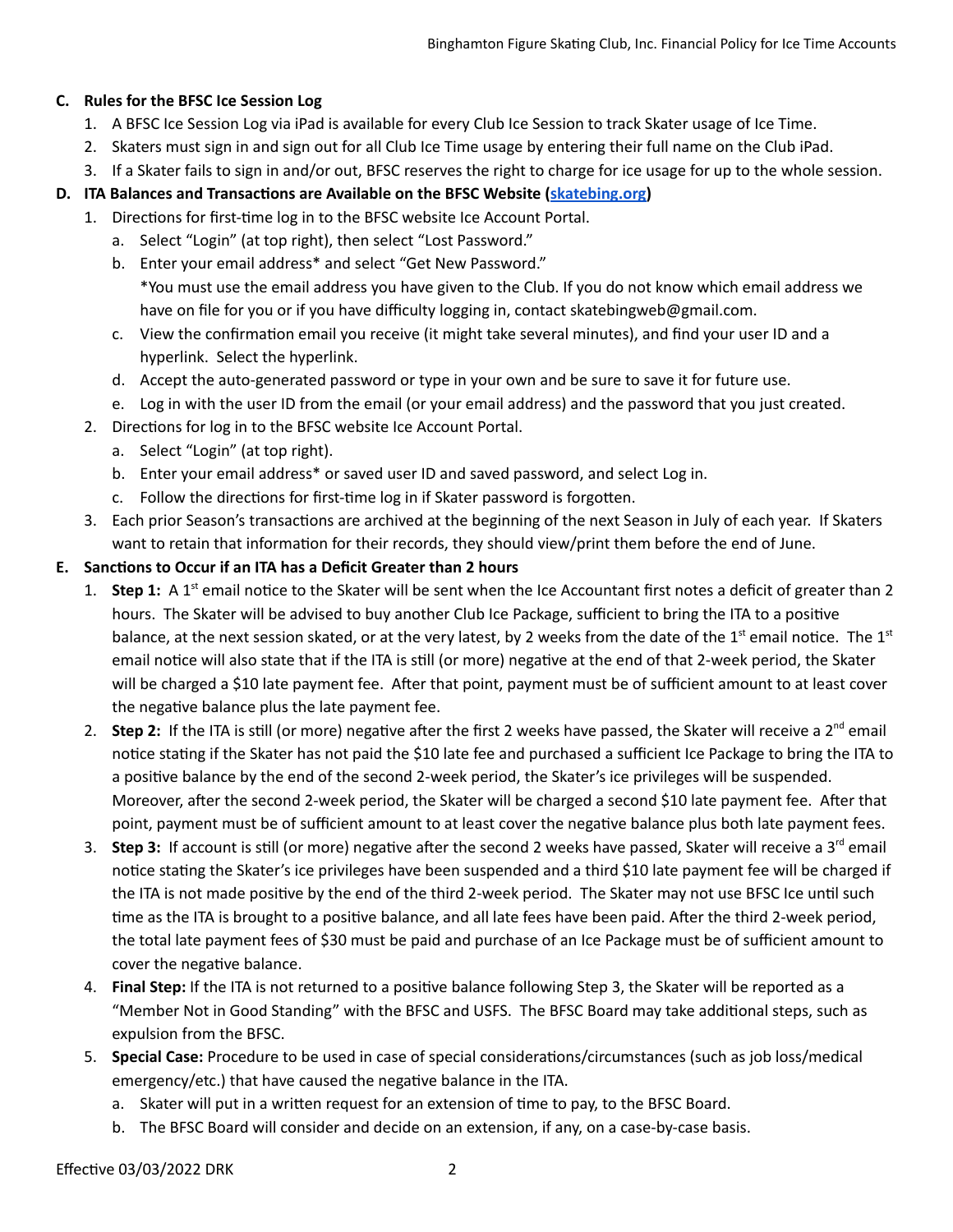**C. Rules for the BFSC Ice Session Log**

1. A BFSC Ice Session Log via iPad is available for every Club Ice Session to track Skater usage of Ice Time.
2. Skaters must sign in and sign out for all Club Ice Time usage by entering their full name on the Club iPad.
3. If a Skater fails to sign in and/or out, BFSC reserves the right to charge for ice usage for up to the whole session.

**D. ITA Balances and Transactions are Available on the BFSC Website ([skatebing.org](skatebing.org))**

1. Directions for first-time log in to the BFSC website Ice Account Portal.
   a. Select "Login" (at top right), then select "Lost Password."
   b. Enter your email address* and select "Get New Password."
   *You must use the email address you have given to the Club. If you do not know which email address we have on file for you or if you have difficulty logging in, contact skatebingweb@gmail.com.
   c. View the confirmation email you receive (it might take several minutes), and find your user ID and a hyperlink. Select the hyperlink.
   d. Accept the auto-generated password or type in your own and be sure to save it for future use.
   e. Log in with the user ID from the email (or your email address) and the password that you just created.
2. Directions for log in to the BFSC website Ice Account Portal.
   a. Select "Login" (at top right).
   b. Enter your email address* or saved user ID and saved password, and select Log in.
   c. Follow the directions for first-time log in if Skater password is forgotten.
3. Each prior Season's transactions are archived at the beginning of the next Season in July of each year. If Skaters want to retain that information for their records, they should view/print them before the end of June.

**E. Sanctions to Occur if an ITA has a Deficit Greater than 2 hours**

1. **Step 1:** A 1st email notice to the Skater will be sent when the Ice Accountant first notes a deficit of greater than 2 hours. The Skater will be advised to buy another Club Ice Package, sufficient to bring the ITA to a positive balance, at the next session skated, or at the very latest, by 2 weeks from the date of the 1st email notice. The 1st email notice will also state that if the ITA is still (or more) negative at the end of that 2-week period, the Skater will be charged a $10 late payment fee. After that point, payment must be of sufficient amount to at least cover the negative balance plus the late payment fee.
2. **Step 2:** If the ITA is still (or more) negative after the first 2 weeks have passed, the Skater will receive a 2nd email notice stating if the Skater has not paid the $10 late fee and purchased a sufficient Ice Package to bring the ITA to a positive balance by the end of the second 2-week period, the Skater's ice privileges will be suspended. Moreover, after the second 2-week period, the Skater will be charged a second $10 late payment fee. After that point, payment must be of sufficient amount to at least cover the negative balance plus both late payment fees.
3. **Step 3:** If account is still (or more) negative after the second 2 weeks have passed, Skater will receive a 3rd email notice stating the Skater's ice privileges have been suspended and a third $10 late payment fee will be charged if the ITA is not made positive by the end of the third 2-week period. The Skater may not use BFSC Ice until such time as the ITA is brought to a positive balance, and all late fees have been paid. After the third 2-week period, the total late payment fees of $30 must be paid and purchase of an Ice Package must be of sufficient amount to cover the negative balance.
4. **Final Step:** If the ITA is not returned to a positive balance following Step 3, the Skater will be reported as a "Member Not in Good Standing" with the BFSC and USFS. The BFSC Board may take additional steps, such as expulsion from the BFSC.
5. **Special Case:** Procedure to be used in case of special considerations/circumstances (such as job loss/medical emergency/etc.) that have caused the negative balance in the ITA.
   a. Skater will put in a written request for an extension of time to pay, to the BFSC Board.
   b. The BFSC Board will consider and decide on an extension, if any, on a case-by-case basis.

Effective 03/03/2022 DRK